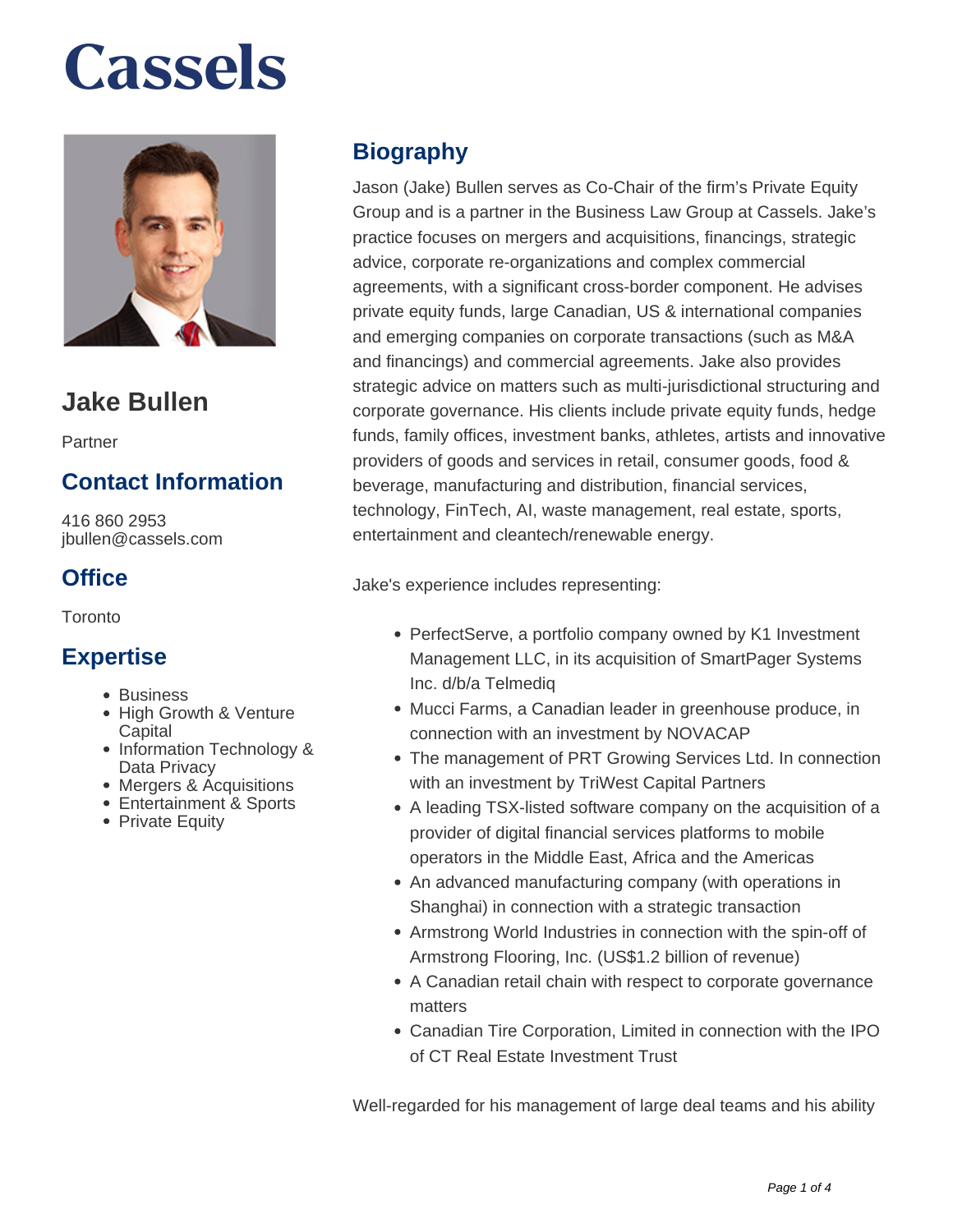# Cassels

## Jake Bullen

Partner

### Contact Information

416 860 2953
jbullen@cassels.com

### Office

Toronto

### Expertise

- Business
- High Growth & Venture Capital
- Information Technology & Data Privacy
- Mergers & Acquisitions
- Entertainment & Sports
- Private Equity

## Biography

Jason (Jake) Bullen serves as Co-Chair of the firm's Private Equity Group and is a partner in the Business Law Group at Cassels. Jake's practice focuses on mergers and acquisitions, financings, strategic advice, corporate re-organizations and complex commercial agreements, with a significant cross-border component. He advises private equity funds, large Canadian, US & international companies and emerging companies on corporate transactions (such as M&A and financings) and commercial agreements. Jake also provides strategic advice on matters such as multi-jurisdictional structuring and corporate governance. His clients include private equity funds, hedge funds, family offices, investment banks, athletes, artists and innovative providers of goods and services in retail, consumer goods, food & beverage, manufacturing and distribution, financial services, technology, FinTech, AI, waste management, real estate, sports, entertainment and cleantech/renewable energy.

Jake's experience includes representing:

- PerfectServe, a portfolio company owned by K1 Investment Management LLC, in its acquisition of SmartPager Systems Inc. d/b/a Telmediq
- Mucci Farms, a Canadian leader in greenhouse produce, in connection with an investment by NOVACAP
- The management of PRT Growing Services Ltd. In connection with an investment by TriWest Capital Partners
- A leading TSX-listed software company on the acquisition of a provider of digital financial services platforms to mobile operators in the Middle East, Africa and the Americas
- An advanced manufacturing company (with operations in Shanghai) in connection with a strategic transaction
- Armstrong World Industries in connection with the spin-off of Armstrong Flooring, Inc. (US$1.2 billion of revenue)
- A Canadian retail chain with respect to corporate governance matters
- Canadian Tire Corporation, Limited in connection with the IPO of CT Real Estate Investment Trust

Well-regarded for his management of large deal teams and his ability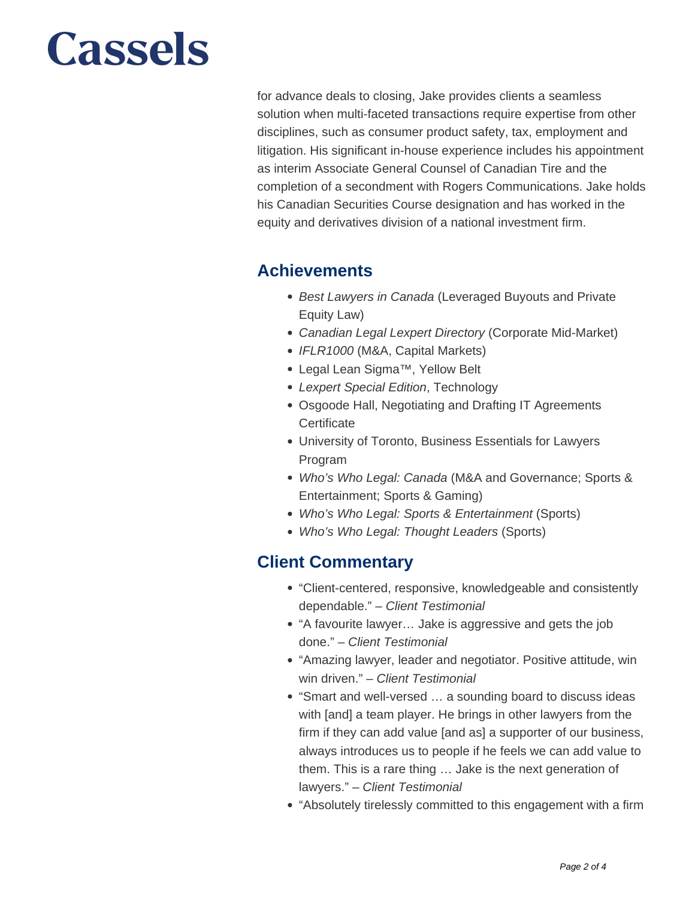for advance deals to closing, Jake provides clients a seamless solution when multi-faceted transactions require expertise from other disciplines, such as consumer product safety, tax, employment and litigation. His significant in-house experience includes his appointment as interim Associate General Counsel of Canadian Tire and the completion of a secondment with Rogers Communications. Jake holds his Canadian Securities Course designation and has worked in the equity and derivatives division of a national investment firm.

## Achievements

- *Best Lawyers in Canada* (Leveraged Buyouts and Private Equity Law)
- *Canadian Legal Lexpert Directory* (Corporate Mid-Market)
- *IFLR1000* (M&A, Capital Markets)
- Legal Lean Sigma™, Yellow Belt
- *Lexpert Special Edition*, Technology
- Osgoode Hall, Negotiating and Drafting IT Agreements Certificate
- University of Toronto, Business Essentials for Lawyers Program
- *Who's Who Legal: Canada* (M&A and Governance; Sports & Entertainment; Sports & Gaming)
- *Who's Who Legal: Sports & Entertainment* (Sports)
- *Who's Who Legal: Thought Leaders* (Sports)

## Client Commentary

- "Client-centered, responsive, knowledgeable and consistently dependable." – *Client Testimonial*
- "A favourite lawyer… Jake is aggressive and gets the job done." – *Client Testimonial*
- "Amazing lawyer, leader and negotiator. Positive attitude, win win driven." – *Client Testimonial*
- "Smart and well-versed … a sounding board to discuss ideas with [and] a team player. He brings in other lawyers from the firm if they can add value [and as] a supporter of our business, always introduces us to people if he feels we can add value to them. This is a rare thing … Jake is the next generation of lawyers." – *Client Testimonial*
- "Absolutely tirelessly committed to this engagement with a firm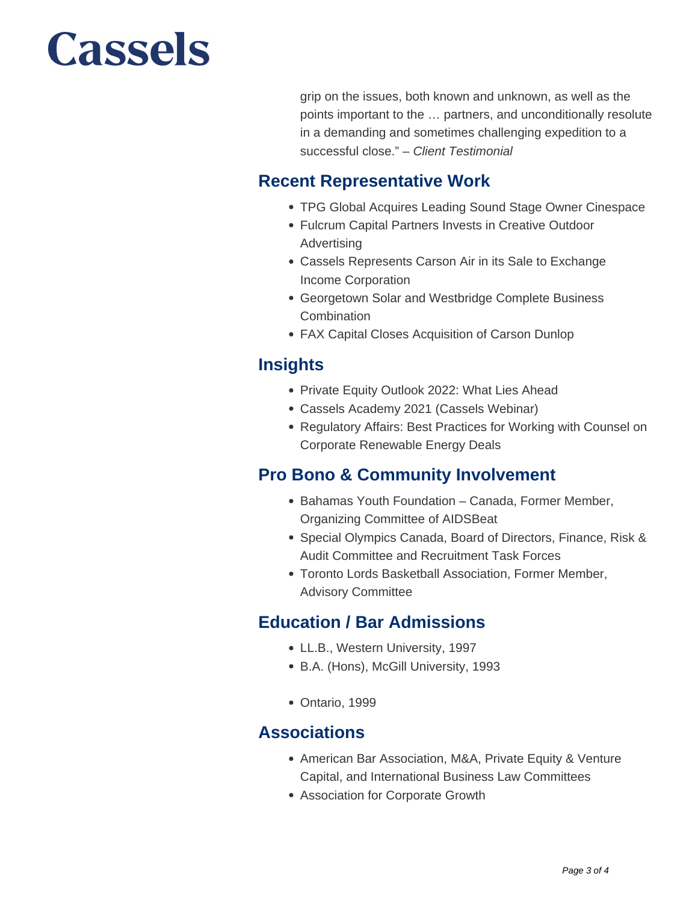grip on the issues, both known and unknown, as well as the points important to the … partners, and unconditionally resolute in a demanding and sometimes challenging expedition to a successful close." – *Client Testimonial*

## Recent Representative Work

- TPG Global Acquires Leading Sound Stage Owner Cinespace
- Fulcrum Capital Partners Invests in Creative Outdoor Advertising
- Cassels Represents Carson Air in its Sale to Exchange Income Corporation
- Georgetown Solar and Westbridge Complete Business Combination
- FAX Capital Closes Acquisition of Carson Dunlop

## Insights

- Private Equity Outlook 2022: What Lies Ahead
- Cassels Academy 2021 (Cassels Webinar)
- Regulatory Affairs: Best Practices for Working with Counsel on Corporate Renewable Energy Deals

## Pro Bono & Community Involvement

- Bahamas Youth Foundation – Canada, Former Member, Organizing Committee of AIDSBeat
- Special Olympics Canada, Board of Directors, Finance, Risk & Audit Committee and Recruitment Task Forces
- Toronto Lords Basketball Association, Former Member, Advisory Committee

## Education / Bar Admissions

- LL.B., Western University, 1997
- B.A. (Hons), McGill University, 1993

- Ontario, 1999

## Associations

- American Bar Association, M&A, Private Equity & Venture Capital, and International Business Law Committees
- Association for Corporate Growth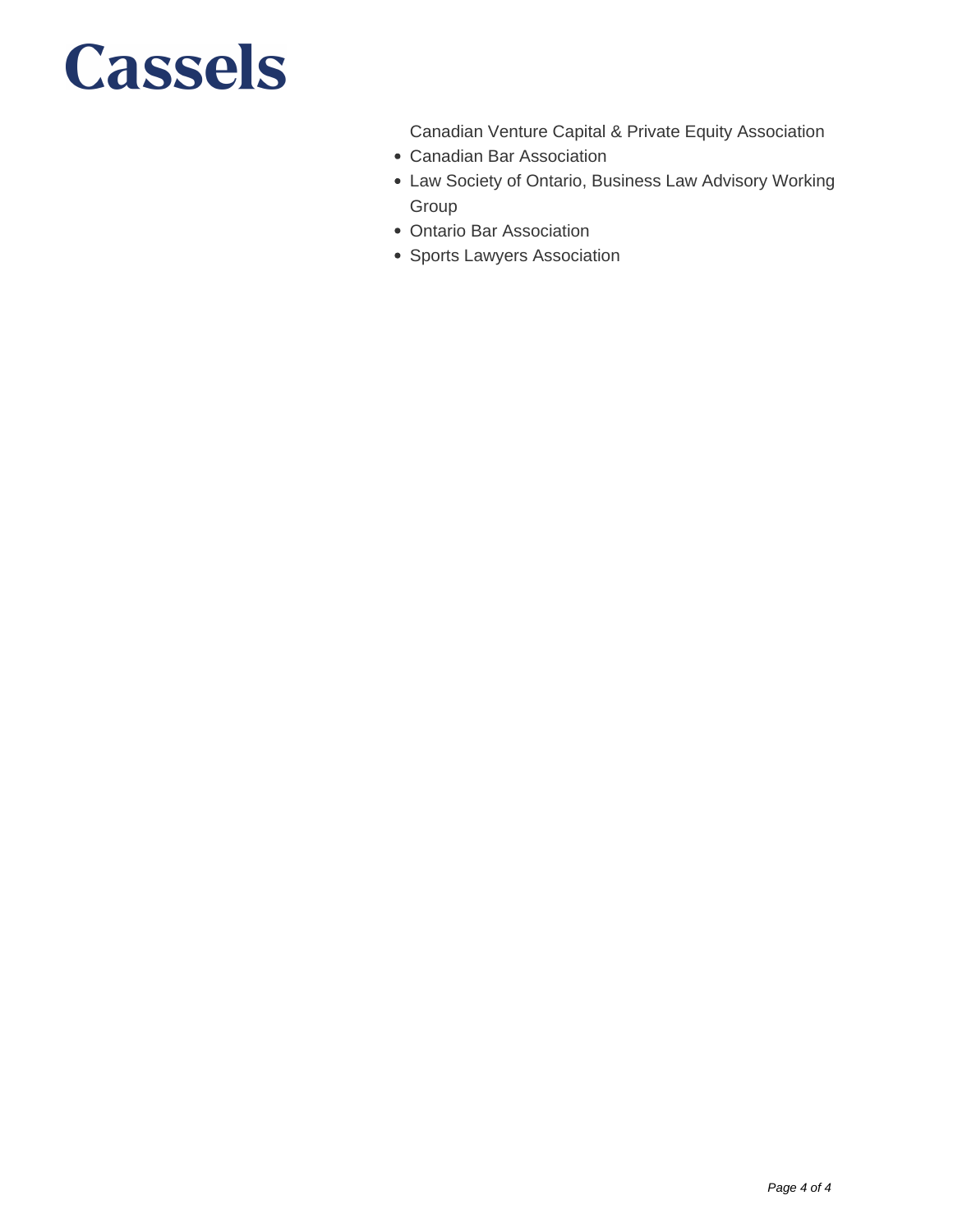Canadian Venture Capital & Private Equity Association

- Canadian Bar Association
- Law Society of Ontario, Business Law Advisory Working Group
- Ontario Bar Association
- Sports Lawyers Association